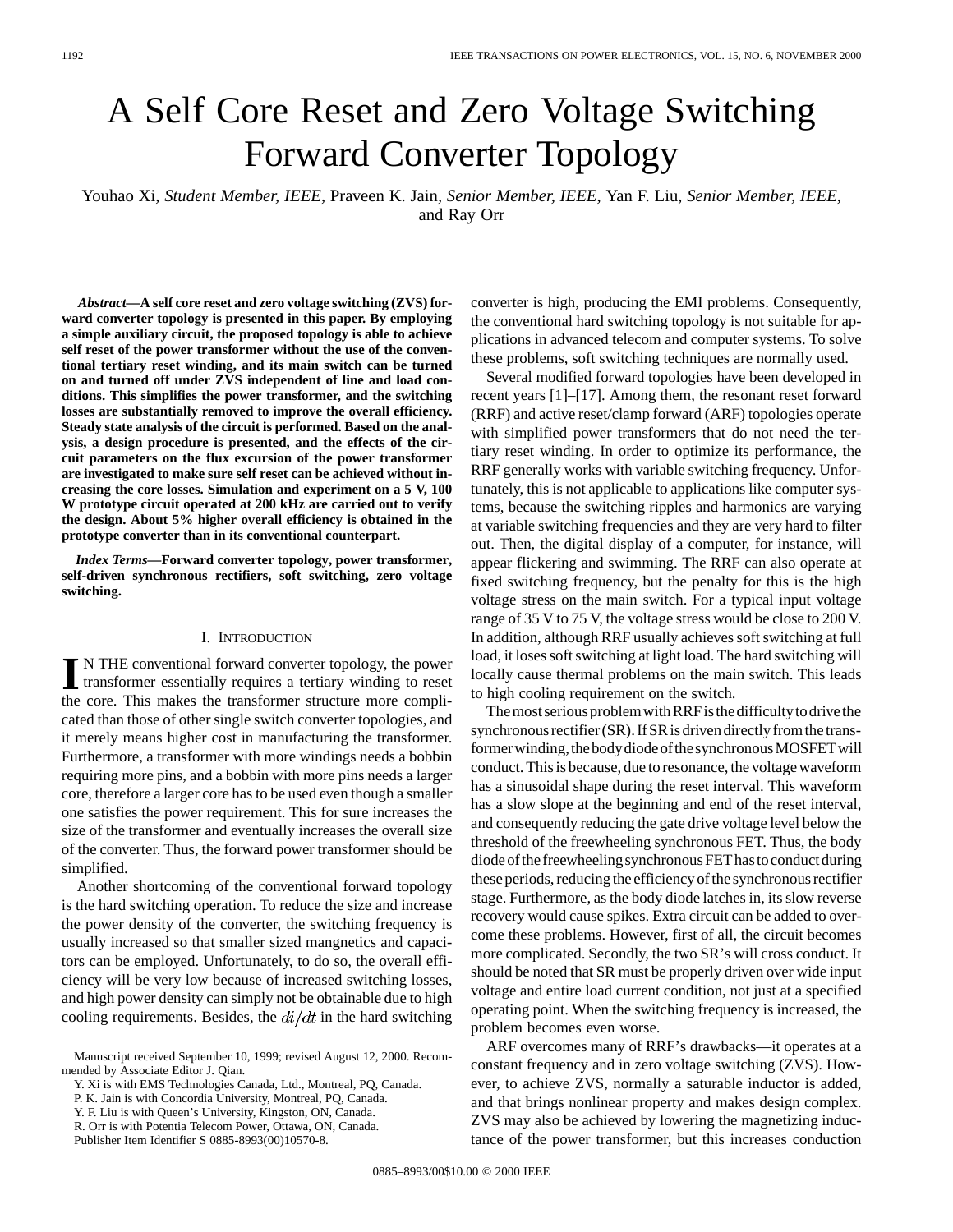# A Self Core Reset and Zero Voltage Switching Forward Converter Topology

Youhao Xi, *Student Member, IEEE*, Praveen K. Jain, *Senior Member, IEEE*, Yan F. Liu, *Senior Member, IEEE*, and Ray Orr

***Abstract*—A self core reset and zero voltage switching (ZVS) forward converter topology is presented in this paper. By employing a simple auxiliary circuit, the proposed topology is able to achieve self reset of the power transformer without the use of the conventional tertiary reset winding, and its main switch can be turned on and turned off under ZVS independent of line and load conditions. This simplifies the power transformer, and the switching losses are substantially removed to improve the overall efficiency. Steady state analysis of the circuit is performed. Based on the analysis, a design procedure is presented, and the effects of the circuit parameters on the flux excursion of the power transformer are investigated to make sure self reset can be achieved without increasing the core losses. Simulation and experiment on a 5 V, 100 W prototype circuit operated at 200 kHz are carried out to verify the design. About 5% higher overall efficiency is obtained in the prototype converter than in its conventional counterpart.**

***Index Terms*—Forward converter topology, power transformer, self-driven synchronous rectifiers, soft switching, zero voltage switching.**

## I. Introduction

In the conventional forward converter topology, the power transformer essentially requires a tertiary winding to reset the core. This makes the transformer structure more complicated than those of other single switch converter topologies, and it merely means higher cost in manufacturing the transformer. Furthermore, a transformer with more windings needs a bobbin requiring more pins, and a bobbin with more pins needs a larger core, therefore a larger core has to be used even though a smaller one satisfies the power requirement. This for sure increases the size of the transformer and eventually increases the overall size of the converter. Thus, the forward power transformer should be simplified.

Another shortcoming of the conventional forward topology is the hard switching operation. To reduce the size and increase the power density of the converter, the switching frequency is usually increased so that smaller sized mangnetics and capacitors can be employed. Unfortunately, to do so, the overall efficiency will be very low because of increased switching losses, and high power density can simply not be obtainable due to high cooling requirements. Besides, the $di/dt$ in the hard switching converter is high, producing the EMI problems. Consequently, the conventional hard switching topology is not suitable for applications in advanced telecom and computer systems. To solve these problems, soft switching techniques are normally used.

Several modified forward topologies have been developed in recent years [1]–[17]. Among them, the resonant reset forward (RRF) and active reset/clamp forward (ARF) topologies operate with simplified power transformers that do not need the tertiary reset winding. In order to optimize its performance, the RRF generally works with variable switching frequency. Unfortunately, this is not applicable to applications like computer systems, because the switching ripples and harmonics are varying at variable switching frequencies and they are very hard to filter out. Then, the digital display of a computer, for instance, will appear flickering and swimming. The RRF can also operate at fixed switching frequency, but the penalty for this is the high voltage stress on the main switch. For a typical input voltage range of 35 V to 75 V, the voltage stress would be close to 200 V. In addition, although RRF usually achieves soft switching at full load, it loses soft switching at light load. The hard switching will locally cause thermal problems on the main switch. This leads to high cooling requirement on the switch.

The most serious problem with RRF is the difficulty to drive the synchronous rectifier (SR). If SR is driven directly from the transformer winding, the body diode of the synchronous MOSFET will conduct. This is because, due to resonance, the voltage waveform has a sinusoidal shape during the reset interval. This waveform has a slow slope at the beginning and end of the reset interval, and consequently reducing the gate drive voltage level below the threshold of the freewheeling synchronous FET. Thus, the body diode of the freewheeling synchronous FET has to conduct during these periods, reducing the efficiency of the synchronous rectifier stage. Furthermore, as the body diode latches in, its slow reverse recovery would cause spikes. Extra circuit can be added to overcome these problems. However, first of all, the circuit becomes more complicated. Secondly, the two SR's will cross conduct. It should be noted that SR must be properly driven over wide input voltage and entire load current condition, not just at a specified operating point. When the switching frequency is increased, the problem becomes even worse.

ARF overcomes many of RRF's drawbacks—it operates at a constant frequency and in zero voltage switching (ZVS). However, to achieve ZVS, normally a saturable inductor is added, and that brings nonlinear property and makes design complex. ZVS may also be achieved by lowering the magnetizing inductance of the power transformer, but this increases conduction

Manuscript received September 10, 1999; revised August 12, 2000. Recommended by Associate Editor J. Qian.

Y. Xi is with EMS Technologies Canada, Ltd., Montreal, PQ, Canada.

P. K. Jain is with Concordia University, Montreal, PQ, Canada.

Y. F. Liu is with Queen's University, Kingston, ON, Canada.

R. Orr is with Potentia Telecom Power, Ottawa, ON, Canada.

Publisher Item Identifier S 0885-8993(00)10570-8.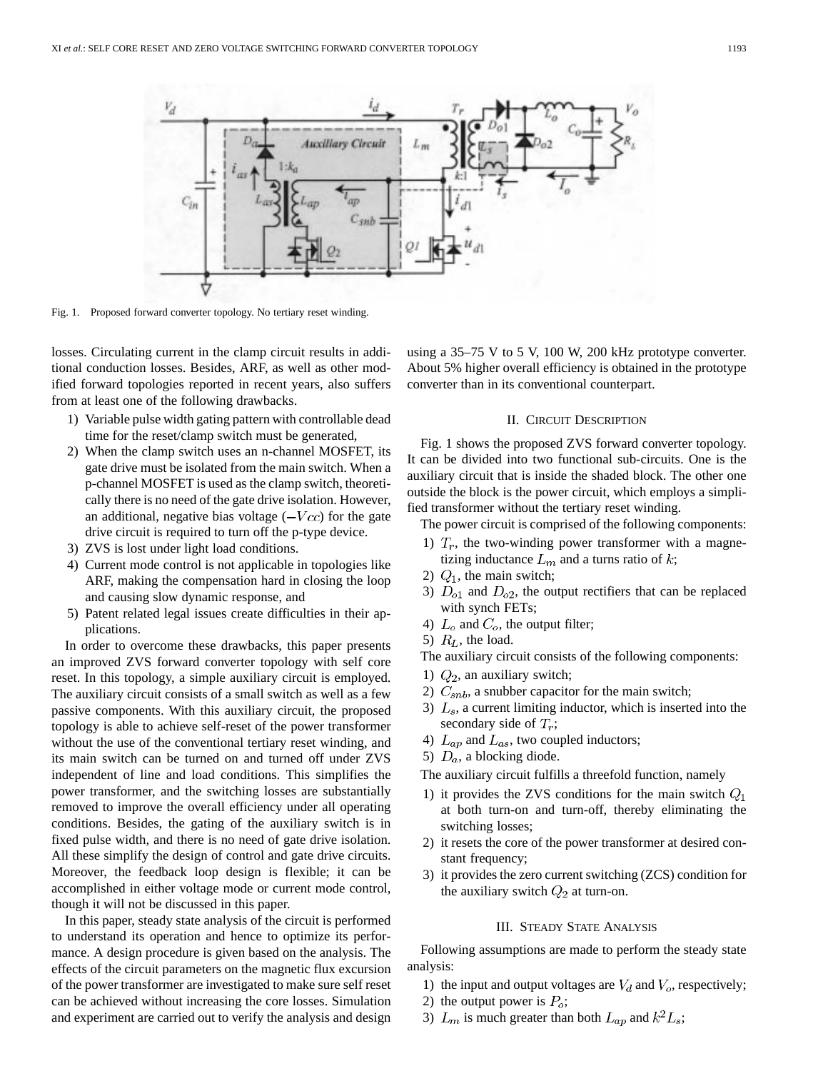Fig. 1. Proposed forward converter topology. No tertiary reset winding.

losses. Circulating current in the clamp circuit results in additional conduction losses. Besides, ARF, as well as other modified forward topologies reported in recent years, also suffers from at least one of the following drawbacks.

1) Variable pulse width gating pattern with controllable dead time for the reset/clamp switch must be generated,
2) When the clamp switch uses an n-channel MOSFET, its gate drive must be isolated from the main switch. When a p-channel MOSFET is used as the clamp switch, theoretically there is no need of the gate drive isolation. However, an additional, negative bias voltage ($-Vcc$) for the gate drive circuit is required to turn off the p-type device.
3) ZVS is lost under light load conditions.
4) Current mode control is not applicable in topologies like ARF, making the compensation hard in closing the loop and causing slow dynamic response, and
5) Patent related legal issues create difficulties in their applications.

In order to overcome these drawbacks, this paper presents an improved ZVS forward converter topology with self core reset. In this topology, a simple auxiliary circuit is employed. The auxiliary circuit consists of a small switch as well as a few passive components. With this auxiliary circuit, the proposed topology is able to achieve self-reset of the power transformer without the use of the conventional tertiary reset winding, and its main switch can be turned on and turned off under ZVS independent of line and load conditions. This simplifies the power transformer, and the switching losses are substantially removed to improve the overall efficiency under all operating conditions. Besides, the gating of the auxiliary switch is in fixed pulse width, and there is no need of gate drive isolation. All these simplify the design of control and gate drive circuits. Moreover, the feedback loop design is flexible; it can be accomplished in either voltage mode or current mode control, though it will not be discussed in this paper.

In this paper, steady state analysis of the circuit is performed to understand its operation and hence to optimize its performance. A design procedure is given based on the analysis. The effects of the circuit parameters on the magnetic flux excursion of the power transformer are investigated to make sure self reset can be achieved without increasing the core losses. Simulation and experiment are carried out to verify the analysis and design using a 35–75 V to 5 V, 100 W, 200 kHz prototype converter. About 5% higher overall efficiency is obtained in the prototype converter than in its conventional counterpart.

## II. Circuit Description

Fig. 1 shows the proposed ZVS forward converter topology. It can be divided into two functional sub-circuits. One is the auxiliary circuit that is inside the shaded block. The other one outside the block is the power circuit, which employs a simplified transformer without the tertiary reset winding.

The power circuit is comprised of the following components:

1) $T_r$, the two-winding power transformer with a magnetizing inductance $L_m$ and a turns ratio of $k$;
2) $Q_1$, the main switch;
3) $D_{o1}$ and $D_{o2}$, the output rectifiers that can be replaced with synch FETs;
4) $L_o$ and $C_o$, the output filter;
5) $R_L$, the load.

The auxiliary circuit consists of the following components:

1) $Q_2$, an auxiliary switch;
2) $C_{snb}$, a snubber capacitor for the main switch;
3) $L_s$, a current limiting inductor, which is inserted into the secondary side of $T_r$;
4) $L_{ap}$ and $L_{as}$, two coupled inductors;
5) $D_a$, a blocking diode.

The auxiliary circuit fulfills a threefold function, namely

1) it provides the ZVS conditions for the main switch $Q_1$ at both turn-on and turn-off, thereby eliminating the switching losses;
2) it resets the core of the power transformer at desired constant frequency;
3) it provides the zero current switching (ZCS) condition for the auxiliary switch $Q_2$ at turn-on.

## III. Steady State Analysis

Following assumptions are made to perform the steady state analysis:

1) the input and output voltages are $V_d$ and $V_o$, respectively;
2) the output power is $P_o$;
3) $L_m$ is much greater than both $L_{ap}$ and $k^2L_s$;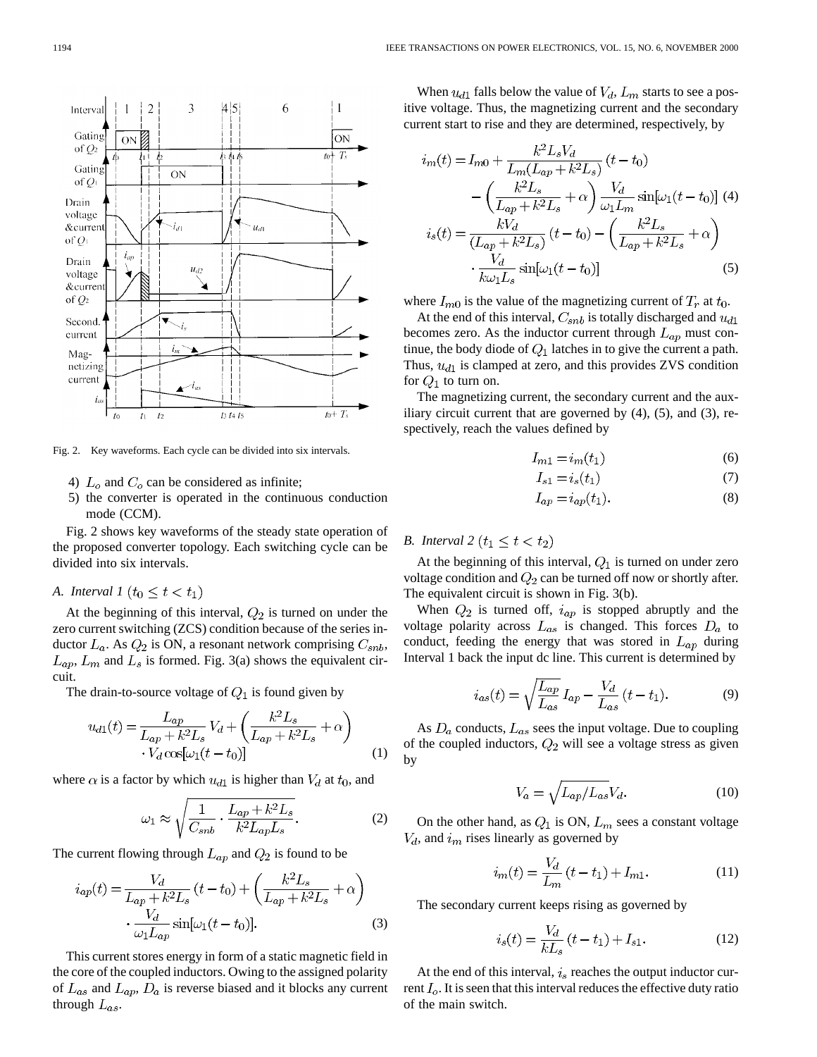Fig. 2. Key waveforms. Each cycle can be divided into six intervals.

4) $L_o$ and $C_o$ can be considered as infinite;
5) the converter is operated in the continuous conduction mode (CCM).

Fig. 2 shows key waveforms of the steady state operation of the proposed converter topology. Each switching cycle can be divided into six intervals.

### A. Interval 1 ($t_0 \leq t < t_1$)

At the beginning of this interval, $Q_2$ is turned on under the zero current switching (ZCS) condition because of the series inductor $L_a$. As $Q_2$ is ON, a resonant network comprising $C_{snb}$, $L_{ap}$, $L_m$ and $L_s$ is formed. Fig. 3(a) shows the equivalent circuit.

The drain-to-source voltage of $Q_1$ is found given by

$$u_{d1}(t) = \frac{L_{ap}}{L_{ap} + k^2 L_s} V_d + \left( \frac{k^2 L_s}{L_{ap} + k^2 L_s} + \alpha \right) \cdot V_d \cos[\omega_1 (t - t_0)] \tag{1}$$

where $\alpha$ is a factor by which $u_{d1}$ is higher than $V_d$ at $t_0$, and

$$\omega_1 \approx \sqrt{\frac{1}{C_{snb}} \cdot \frac{L_{ap} + k^2 L_s}{k^2 L_{ap} L_s}}. \tag{2}$$

The current flowing through $L_{ap}$ and $Q_2$ is found to be

$$i_{ap}(t) = \frac{V_d}{L_{ap} + k^2 L_s} (t - t_0) + \left( \frac{k^2 L_s}{L_{ap} + k^2 L_s} + \alpha \right) \cdot \frac{V_d}{\omega_1 L_{ap}} \sin[\omega_1 (t - t_0)]. \tag{3}$$

This current stores energy in form of a static magnetic field in the core of the coupled inductors. Owing to the assigned polarity of $L_{as}$ and $L_{ap}$, $D_a$ is reverse biased and it blocks any current through $L_{as}$.

When $u_{d1}$ falls below the value of $V_d$, $L_m$ starts to see a positive voltage. Thus, the magnetizing current and the secondary current start to rise and they are determined, respectively, by

$$i_m(t) = I_{m0} + \frac{k^2 L_s V_d}{L_m (L_{ap} + k^2 L_s)} (t - t_0) - \left( \frac{k^2 L_s}{L_{ap} + k^2 L_s} + \alpha \right) \frac{V_d}{\omega_1 L_m} \sin[\omega_1 (t - t_0)] \tag{4}$$

$$i_s(t) = \frac{k V_d}{(L_{ap} + k^2 L_s)} (t - t_0) - \left( \frac{k^2 L_s}{L_{ap} + k^2 L_s} + \alpha \right) \cdot \frac{V_d}{k \omega_1 L_s} \sin[\omega_1 (t - t_0)] \tag{5}$$

where $I_{m0}$ is the value of the magnetizing current of $T_r$ at $t_0$.

At the end of this interval, $C_{snb}$ is totally discharged and $u_{d1}$ becomes zero. As the inductor current through $L_{ap}$ must continue, the body diode of $Q_1$ latches in to give the current a path. Thus, $u_{d1}$ is clamped at zero, and this provides ZVS condition for $Q_1$ to turn on.

The magnetizing current, the secondary current and the auxiliary circuit current that are governed by (4), (5), and (3), respectively, reach the values defined by

$$I_{m1} = i_m(t_1) \tag{6}$$

$$I_{s1} = i_s(t_1) \tag{7}$$

$$I_{ap} = i_{ap}(t_1). \tag{8}$$

### B. Interval 2 ($t_1 \leq t < t_2$)

At the beginning of this interval, $Q_1$ is turned on under zero voltage condition and $Q_2$ can be turned off now or shortly after. The equivalent circuit is shown in Fig. 3(b).

When $Q_2$ is turned off, $i_{ap}$ is stopped abruptly and the voltage polarity across $L_{as}$ is changed. This forces $D_a$ to conduct, feeding the energy that was stored in $L_{ap}$ during Interval 1 back the input dc line. This current is determined by

$$i_{as}(t) = \sqrt{\frac{L_{ap}}{L_{as}}} I_{ap} - \frac{V_d}{L_{as}} (t - t_1). \tag{9}$$

As $D_a$ conducts, $L_{as}$ sees the input voltage. Due to coupling of the coupled inductors, $Q_2$ will see a voltage stress as given by

$$V_a = \sqrt{L_{ap}/L_{as}} V_d. \tag{10}$$

On the other hand, as $Q_1$ is ON, $L_m$ sees a constant voltage $V_d$, and $i_m$ rises linearly as governed by

$$i_m(t) = \frac{V_d}{L_m} (t - t_1) + I_{m1}. \tag{11}$$

The secondary current keeps rising as governed by

$$i_s(t) = \frac{V_d}{k L_s} (t - t_1) + I_{s1}. \tag{12}$$

At the end of this interval, $i_s$ reaches the output inductor current $I_o$. It is seen that this interval reduces the effective duty ratio of the main switch.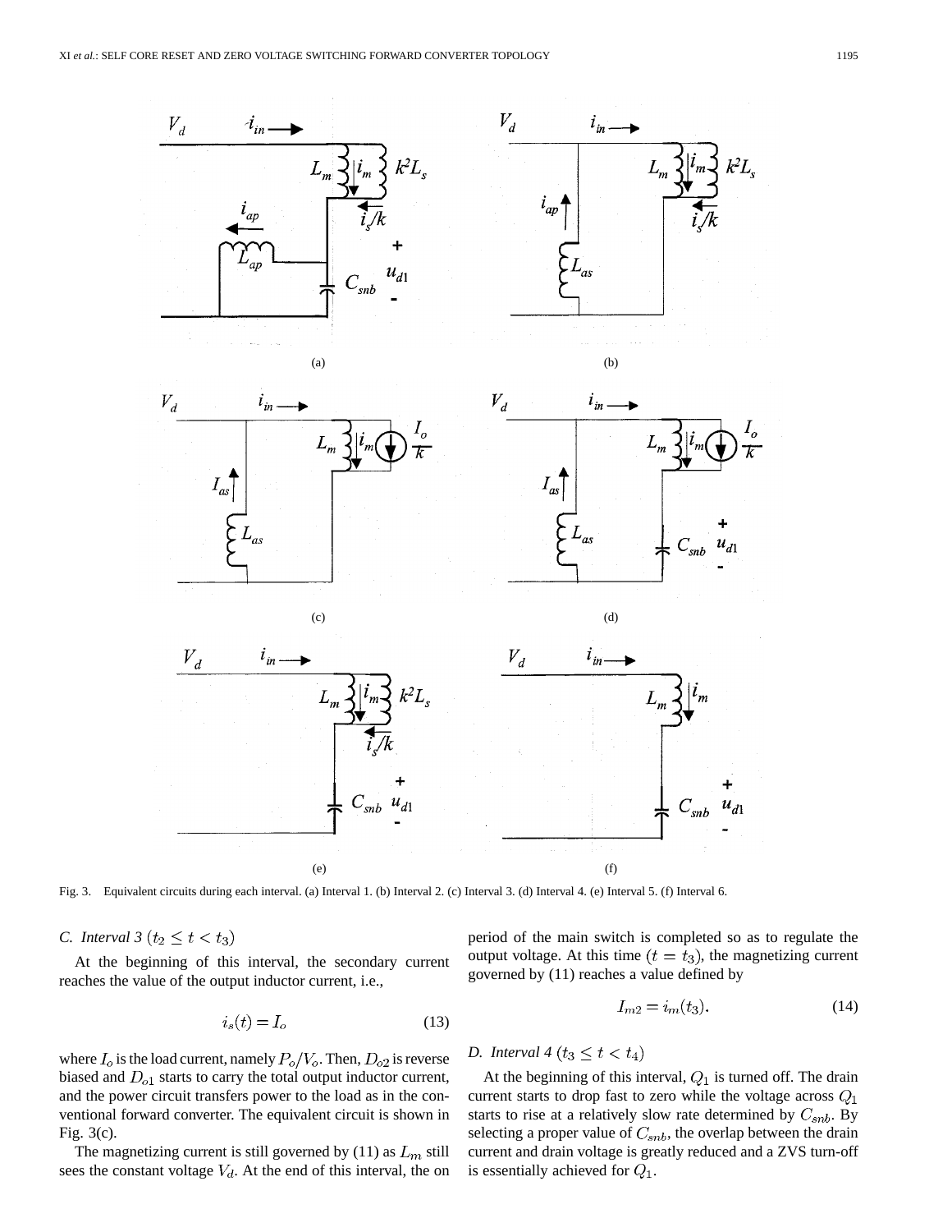Fig. 3. Equivalent circuits during each interval. (a) Interval 1. (b) Interval 2. (c) Interval 3. (d) Interval 4. (e) Interval 5. (f) Interval 6.

### C. Interval 3 ($t_2 \leq t < t_3$)

At the beginning of this interval, the secondary current reaches the value of the output inductor current, i.e.,

$$i_s(t) = I_o \tag{13}$$

where $I_o$ is the load current, namely $P_o/V_o$. Then, $D_{o2}$ is reverse biased and $D_{o1}$ starts to carry the total output inductor current, and the power circuit transfers power to the load as in the conventional forward converter. The equivalent circuit is shown in Fig. 3(c).

The magnetizing current is still governed by (11) as $L_m$ still sees the constant voltage $V_d$. At the end of this interval, the on period of the main switch is completed so as to regulate the output voltage. At this time ($t = t_3$), the magnetizing current governed by (11) reaches a value defined by

$$I_{m2} = i_m(t_3). \tag{14}$$

### D. Interval 4 ($t_3 \leq t < t_4$)

At the beginning of this interval, $Q_1$ is turned off. The drain current starts to drop fast to zero while the voltage across $Q_1$ starts to rise at a relatively slow rate determined by $C_{snb}$. By selecting a proper value of $C_{snb}$, the overlap between the drain current and drain voltage is greatly reduced and a ZVS turn-off is essentially achieved for $Q_1$.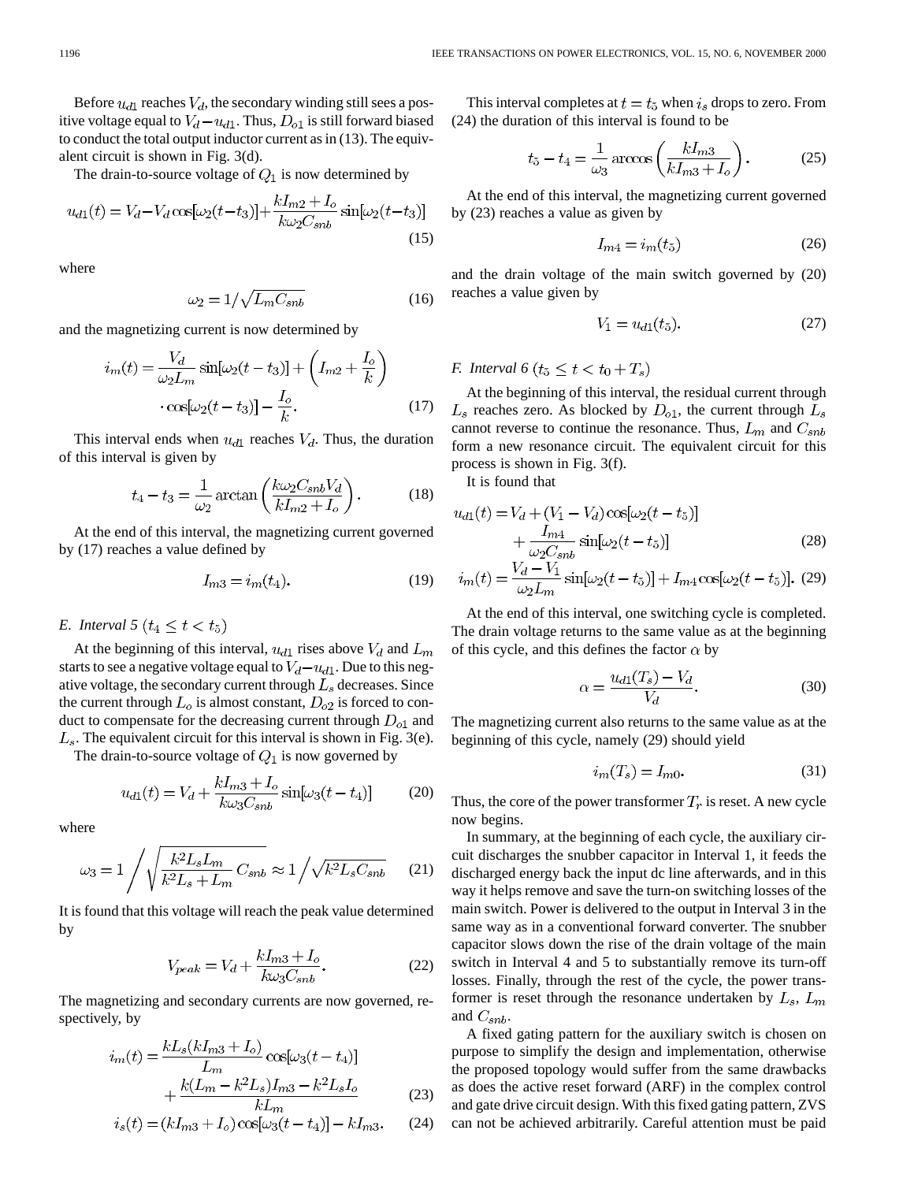Before $u_{d1}$ reaches $V_d$, the secondary winding still sees a positive voltage equal to $V_d - u_{d1}$. Thus, $D_{o1}$ is still forward biased to conduct the total output inductor current as in (13). The equivalent circuit is shown in Fig. 3(d).

The drain-to-source voltage of $Q_1$ is now determined by

$$u_{d1}(t) = V_d - V_d \cos[\omega_2(t-t_3)] + \frac{kI_{m2} + I_o}{k\omega_2 C_{snb}} \sin[\omega_2(t-t_3)] \tag{15}$$

where

$$\omega_2 = 1/\sqrt{L_m C_{snb}} \tag{16}$$

and the magnetizing current is now determined by

$$i_m(t) = \frac{V_d}{\omega_2 L_m} \sin[\omega_2(t-t_3)] + \left(I_{m2} + \frac{I_o}{k}\right) \cdot \cos[\omega_2(t-t_3)] - \frac{I_o}{k}. \tag{17}$$

This interval ends when $u_{d1}$ reaches $V_d$. Thus, the duration of this interval is given by

$$t_4 - t_3 = \frac{1}{\omega_2} \arctan\left(\frac{k\omega_2 C_{snb} V_d}{kI_{m2} + I_o}\right). \tag{18}$$

At the end of this interval, the magnetizing current governed by (17) reaches a value defined by

$$I_{m3} = i_m(t_4). \tag{19}$$

### E. Interval 5 ($t_4 \leq t < t_5$)

At the beginning of this interval, $u_{d1}$ rises above $V_d$ and $L_m$ starts to see a negative voltage equal to $V_d - u_{d1}$. Due to this negative voltage, the secondary current through $L_s$ decreases. Since the current through $L_o$ is almost constant, $D_{o2}$ is forced to conduct to compensate for the decreasing current through $D_{o1}$ and $L_s$. The equivalent circuit for this interval is shown in Fig. 3(e).

The drain-to-source voltage of $Q_1$ is now governed by

$$u_{d1}(t) = V_d + \frac{kI_{m3} + I_o}{k\omega_3 C_{snb}} \sin[\omega_3(t-t_4)] \tag{20}$$

where

$$\omega_3 = 1 \Bigg/ \sqrt{\frac{k^2 L_s L_m}{k^2 L_s + L_m} C_{snb}} \approx 1 \Big/ \sqrt{k^2 L_s C_{snb}} \tag{21}$$

It is found that this voltage will reach the peak value determined by

$$V_{peak} = V_d + \frac{kI_{m3} + I_o}{k\omega_3 C_{snb}}. \tag{22}$$

The magnetizing and secondary currents are now governed, respectively, by

$$i_m(t) = \frac{kL_s(kI_{m3} + I_o)}{L_m} \cos[\omega_3(t-t_4)] + \frac{k(L_m - k^2 L_s)I_{m3} - k^2 L_s I_o}{kL_m} \tag{23}$$

$$i_s(t) = (kI_{m3} + I_o)\cos[\omega_3(t-t_4)] - kI_{m3}. \tag{24}$$

This interval completes at $t = t_5$ when $i_s$ drops to zero. From (24) the duration of this interval is found to be

$$t_5 - t_4 = \frac{1}{\omega_3} \arccos\left(\frac{kI_{m3}}{kI_{m3} + I_o}\right). \tag{25}$$

At the end of this interval, the magnetizing current governed by (23) reaches a value as given by

$$I_{m4} = i_m(t_5) \tag{26}$$

and the drain voltage of the main switch governed by (20) reaches a value given by

$$V_1 = u_{d1}(t_5). \tag{27}$$

### F. Interval 6 ($t_5 \leq t < t_0 + T_s$)

At the beginning of this interval, the residual current through $L_s$ reaches zero. As blocked by $D_{o1}$, the current through $L_s$ cannot reverse to continue the resonance. Thus, $L_m$ and $C_{snb}$ form a new resonance circuit. The equivalent circuit for this process is shown in Fig. 3(f).

It is found that

$$u_{d1}(t) = V_d + (V_1 - V_d)\cos[\omega_2(t-t_5)] + \frac{I_{m4}}{\omega_2 C_{snb}} \sin[\omega_2(t-t_5)] \tag{28}$$

$$i_m(t) = \frac{V_d - V_1}{\omega_2 L_m} \sin[\omega_2(t-t_5)] + I_{m4}\cos[\omega_2(t-t_5)]. \tag{29}$$

At the end of this interval, one switching cycle is completed. The drain voltage returns to the same value as at the beginning of this cycle, and this defines the factor $\alpha$ by

$$\alpha = \frac{u_{d1}(T_s) - V_d}{V_d}. \tag{30}$$

The magnetizing current also returns to the same value as at the beginning of this cycle, namely (29) should yield

$$i_m(T_s) = I_{m0}. \tag{31}$$

Thus, the core of the power transformer $T_r$ is reset. A new cycle now begins.

In summary, at the beginning of each cycle, the auxiliary circuit discharges the snubber capacitor in Interval 1, it feeds the discharged energy back the input dc line afterwards, and in this way it helps remove and save the turn-on switching losses of the main switch. Power is delivered to the output in Interval 3 in the same way as in a conventional forward converter. The snubber capacitor slows down the rise of the drain voltage of the main switch in Interval 4 and 5 to substantially remove its turn-off losses. Finally, through the rest of the cycle, the power transformer is reset through the resonance undertaken by $L_s$, $L_m$ and $C_{snb}$.

A fixed gating pattern for the auxiliary switch is chosen on purpose to simplify the design and implementation, otherwise the proposed topology would suffer from the same drawbacks as does the active reset forward (ARF) in the complex control and gate drive circuit design. With this fixed gating pattern, ZVS can not be achieved arbitrarily. Careful attention must be paid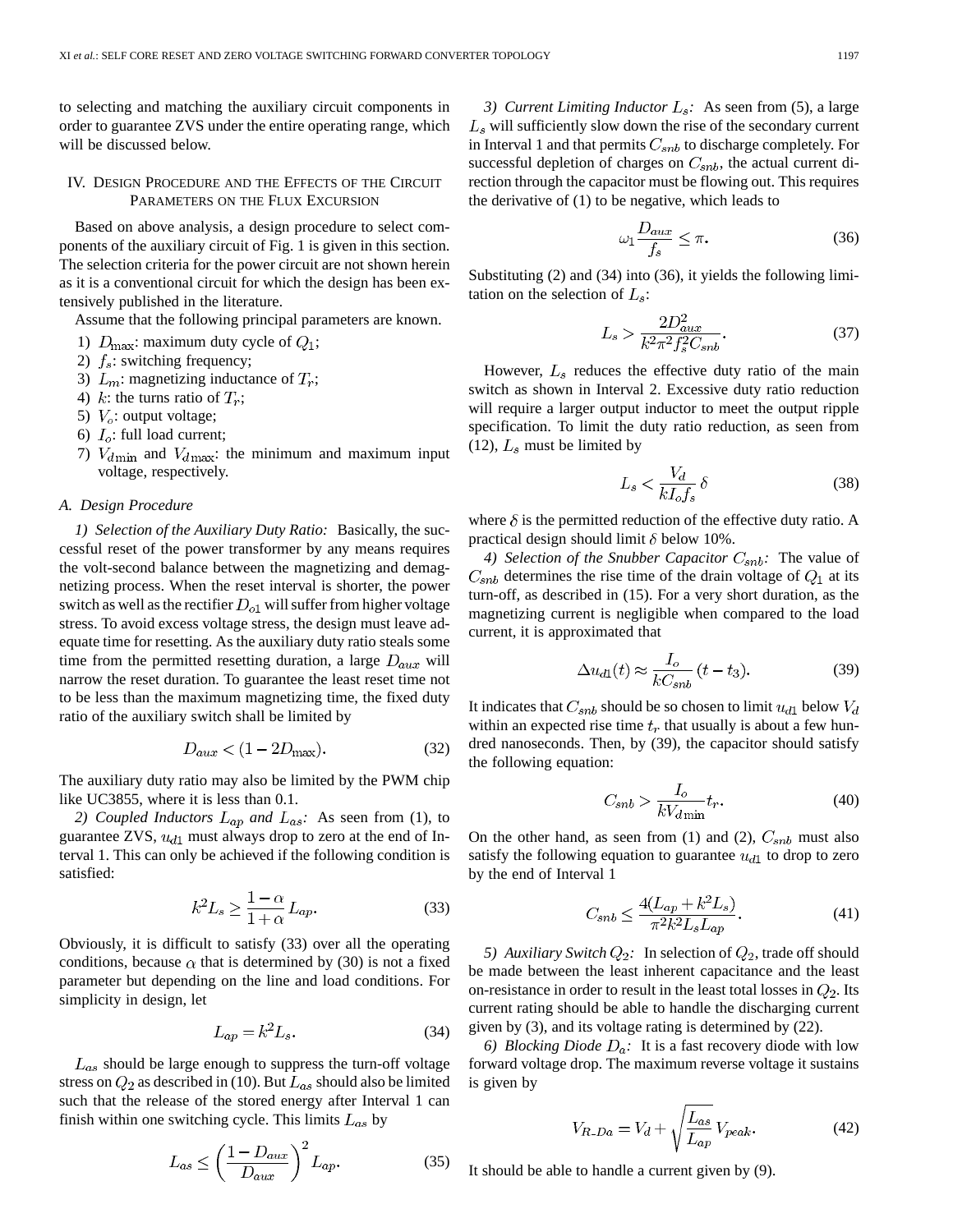to selecting and matching the auxiliary circuit components in order to guarantee ZVS under the entire operating range, which will be discussed below.

## IV. Design Procedure and the Effects of the Circuit Parameters on the Flux Excursion

Based on above analysis, a design procedure to select components of the auxiliary circuit of Fig. 1 is given in this section. The selection criteria for the power circuit are not shown herein as it is a conventional circuit for which the design has been extensively published in the literature.

Assume that the following principal parameters are known.

1) $D_{\max}$: maximum duty cycle of $Q_1$;
2) $f_s$: switching frequency;
3) $L_m$: magnetizing inductance of $T_r$;
4) $k$: the turns ratio of $T_r$;
5) $V_o$: output voltage;
6) $I_o$: full load current;
7) $V_{d\min}$ and $V_{d\max}$: the minimum and maximum input voltage, respectively.

### A. Design Procedure

*1) Selection of the Auxiliary Duty Ratio:* Basically, the successful reset of the power transformer by any means requires the volt-second balance between the magnetizing and demagnetizing process. When the reset interval is shorter, the power switch as well as the rectifier $D_{o1}$ will suffer from higher voltage stress. To avoid excess voltage stress, the design must leave adequate time for resetting. As the auxiliary duty ratio steals some time from the permitted resetting duration, a large $D_{aux}$ will narrow the reset duration. To guarantee the least reset time not to be less than the maximum magnetizing time, the fixed duty ratio of the auxiliary switch shall be limited by

$$D_{aux} < (1 - 2D_{\max}). \tag{32}$$

The auxiliary duty ratio may also be limited by the PWM chip like UC3855, where it is less than 0.1.

*2) Coupled Inductors $L_{ap}$ and $L_{as}$:* As seen from (1), to guarantee ZVS, $u_{d1}$ must always drop to zero at the end of Interval 1. This can only be achieved if the following condition is satisfied:

$$k^2 L_s \geq \frac{1-\alpha}{1+\alpha} L_{ap}. \tag{33}$$

Obviously, it is difficult to satisfy (33) over all the operating conditions, because $\alpha$ that is determined by (30) is not a fixed parameter but depending on the line and load conditions. For simplicity in design, let

$$L_{ap} = k^2 L_s. \tag{34}$$

$L_{as}$ should be large enough to suppress the turn-off voltage stress on $Q_2$ as described in (10). But $L_{as}$ should also be limited such that the release of the stored energy after Interval 1 can finish within one switching cycle. This limits $L_{as}$ by

$$L_{as} \leq \left(\frac{1-D_{aux}}{D_{aux}}\right)^2 L_{ap}. \tag{35}$$

*3) Current Limiting Inductor $L_s$:* As seen from (5), a large $L_s$ will sufficiently slow down the rise of the secondary current in Interval 1 and that permits $C_{snb}$ to discharge completely. For successful depletion of charges on $C_{snb}$, the actual current direction through the capacitor must be flowing out. This requires the derivative of (1) to be negative, which leads to

$$\omega_1 \frac{D_{aux}}{f_s} \leq \pi. \tag{36}$$

Substituting (2) and (34) into (36), it yields the following limitation on the selection of $L_s$:

$$L_s > \frac{2D_{aux}^2}{k^2 \pi^2 f_s^2 C_{snb}}. \tag{37}$$

However, $L_s$ reduces the effective duty ratio of the main switch as shown in Interval 2. Excessive duty ratio reduction will require a larger output inductor to meet the output ripple specification. To limit the duty ratio reduction, as seen from (12), $L_s$ must be limited by

$$L_s < \frac{V_d}{kI_o f_s}\,\delta \tag{38}$$

where $\delta$ is the permitted reduction of the effective duty ratio. A practical design should limit $\delta$ below 10%.

*4) Selection of the Snubber Capacitor $C_{snb}$:* The value of $C_{snb}$ determines the rise time of the drain voltage of $Q_1$ at its turn-off, as described in (15). For a very short duration, as the magnetizing current is negligible when compared to the load current, it is approximated that

$$\Delta u_{d1}(t) \approx \frac{I_o}{kC_{snb}}(t - t_3). \tag{39}$$

It indicates that $C_{snb}$ should be so chosen to limit $u_{d1}$ below $V_d$ within an expected rise time $t_r$ that usually is about a few hundred nanoseconds. Then, by (39), the capacitor should satisfy the following equation:

$$C_{snb} > \frac{I_o}{kV_{d\min}} t_r. \tag{40}$$

On the other hand, as seen from (1) and (2), $C_{snb}$ must also satisfy the following equation to guarantee $u_{d1}$ to drop to zero by the end of Interval 1

$$C_{snb} \leq \frac{4(L_{ap} + k^2 L_s)}{\pi^2 k^2 L_s L_{ap}}. \tag{41}$$

*5) Auxiliary Switch $Q_2$:* In selection of $Q_2$, trade off should be made between the least inherent capacitance and the least on-resistance in order to result in the least total losses in $Q_2$. Its current rating should be able to handle the discharging current given by (3), and its voltage rating is determined by (22).

*6) Blocking Diode $D_a$:* It is a fast recovery diode with low forward voltage drop. The maximum reverse voltage it sustains is given by

$$V_{R\_Da} = V_d + \sqrt{\frac{L_{as}}{L_{ap}}}\,V_{peak}. \tag{42}$$

It should be able to handle a current given by (9).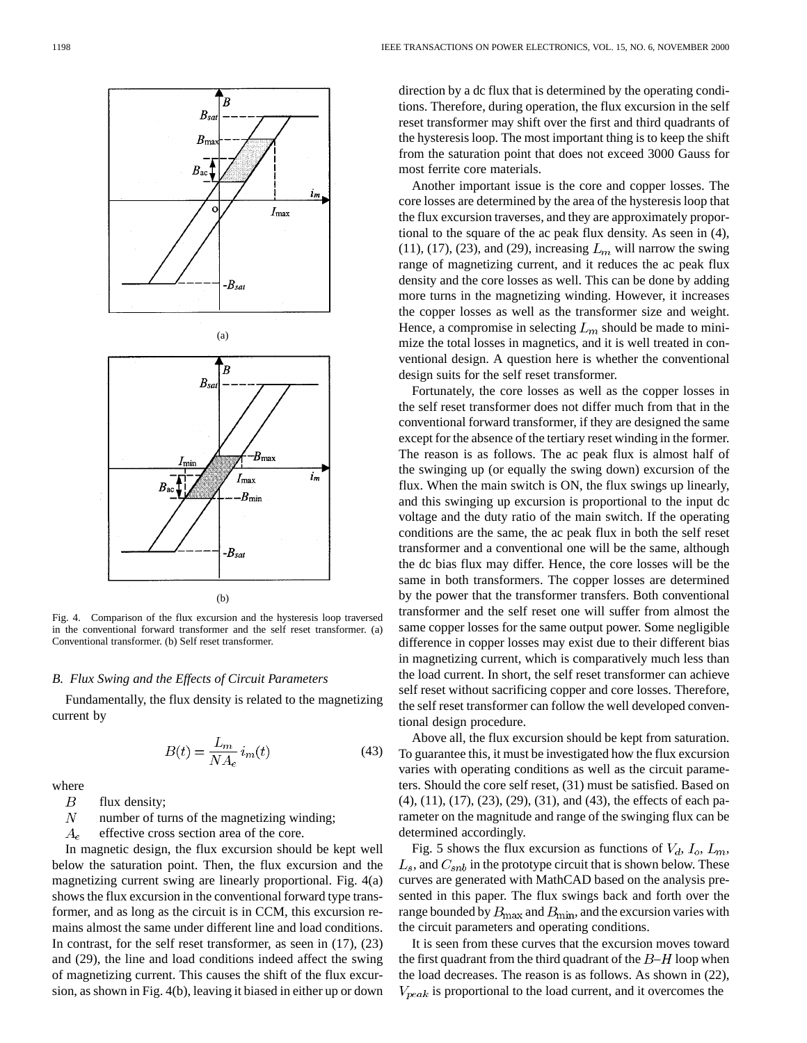Fig. 4. Comparison of the flux excursion and the hysteresis loop traversed in the conventional forward transformer and the self reset transformer. (a) Conventional transformer. (b) Self reset transformer.

### B. Flux Swing and the Effects of Circuit Parameters

Fundamentally, the flux density is related to the magnetizing current by

$$B(t) = \frac{L_m}{NA_e} i_m(t) \tag{43}$$

where

- $B$ flux density;
- $N$ number of turns of the magnetizing winding;
- $A_e$ effective cross section area of the core.

In magnetic design, the flux excursion should be kept well below the saturation point. Then, the flux excursion and the magnetizing current swing are linearly proportional. Fig. 4(a) shows the flux excursion in the conventional forward type transformer, and as long as the circuit is in CCM, this excursion remains almost the same under different line and load conditions. In contrast, for the self reset transformer, as seen in (17), (23) and (29), the line and load conditions indeed affect the swing of magnetizing current. This causes the shift of the flux excursion, as shown in Fig. 4(b), leaving it biased in either up or down direction by a dc flux that is determined by the operating conditions. Therefore, during operation, the flux excursion in the self reset transformer may shift over the first and third quadrants of the hysteresis loop. The most important thing is to keep the shift from the saturation point that does not exceed 3000 Gauss for most ferrite core materials.

Another important issue is the core and copper losses. The core losses are determined by the area of the hysteresis loop that the flux excursion traverses, and they are approximately proportional to the square of the ac peak flux density. As seen in (4), (11), (17), (23), and (29), increasing $L_m$ will narrow the swing range of magnetizing current, and it reduces the ac peak flux density and the core losses as well. This can be done by adding more turns in the magnetizing winding. However, it increases the copper losses as well as the transformer size and weight. Hence, a compromise in selecting $L_m$ should be made to minimize the total losses in magnetics, and it is well treated in conventional design. A question here is whether the conventional design suits for the self reset transformer.

Fortunately, the core losses as well as the copper losses in the self reset transformer does not differ much from that in the conventional forward transformer, if they are designed the same except for the absence of the tertiary reset winding in the former. The reason is as follows. The ac peak flux is almost half of the swinging up (or equally the swing down) excursion of the flux. When the main switch is ON, the flux swings up linearly, and this swinging up excursion is proportional to the input dc voltage and the duty ratio of the main switch. If the operating conditions are the same, the ac peak flux in both the self reset transformer and a conventional one will be the same, although the dc bias flux may differ. Hence, the core losses will be the same in both transformers. The copper losses are determined by the power that the transformer transfers. Both conventional transformer and the self reset one will suffer from almost the same copper losses for the same output power. Some negligible difference in copper losses may exist due to their different bias in magnetizing current, which is comparatively much less than the load current. In short, the self reset transformer can achieve self reset without sacrificing copper and core losses. Therefore, the self reset transformer can follow the well developed conventional design procedure.

Above all, the flux excursion should be kept from saturation. To guarantee this, it must be investigated how the flux excursion varies with operating conditions as well as the circuit parameters. Should the core self reset, (31) must be satisfied. Based on (4), (11), (17), (23), (29), (31), and (43), the effects of each parameter on the magnitude and range of the swinging flux can be determined accordingly.

Fig. 5 shows the flux excursion as functions of $V_d$, $I_o$, $L_m$, $L_s$, and $C_{snb}$ in the prototype circuit that is shown below. These curves are generated with MathCAD based on the analysis presented in this paper. The flux swings back and forth over the range bounded by $B_{\max}$ and $B_{\min}$, and the excursion varies with the circuit parameters and operating conditions.

It is seen from these curves that the excursion moves toward the first quadrant from the third quadrant of the $B$–$H$ loop when the load decreases. The reason is as follows. As shown in (22), $V_{peak}$ is proportional to the load current, and it overcomes the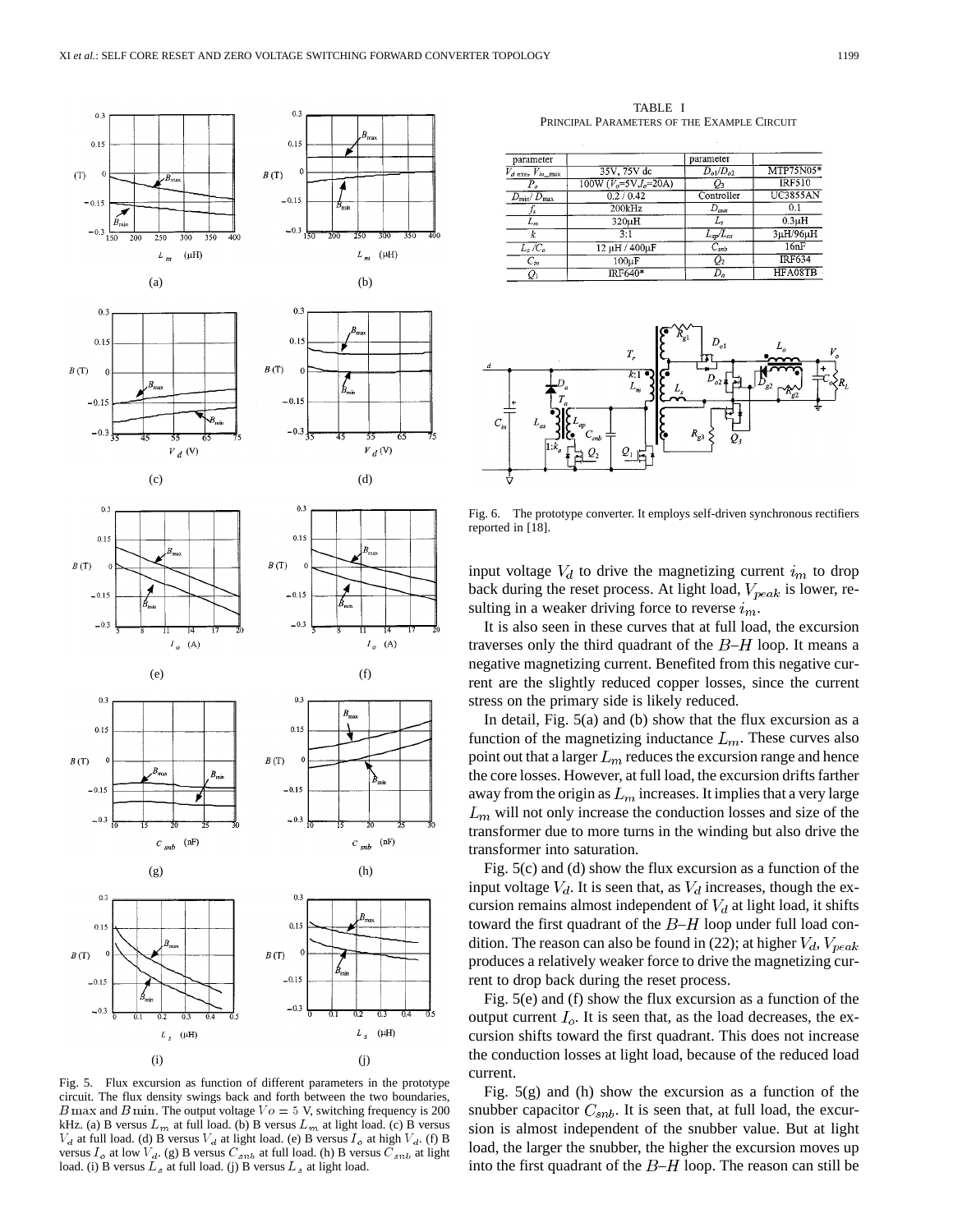Fig. 5. Flux excursion as function of different parameters in the prototype circuit. The flux density swings back and forth between the two boundaries, $B$max and $B$min. The output voltage $Vo = 5$ V, switching frequency is 200 kHz. (a) B versus $L_m$ at full load. (b) B versus $L_m$ at light load. (c) B versus $V_d$ at full load. (d) B versus $V_d$ at light load. (e) B versus $I_o$ at high $V_d$. (f) B versus $I_o$ at low $V_d$. (g) B versus $C_{snb}$ at full load. (h) B versus $C_{snb}$ at light load. (i) B versus $L_s$ at full load. (j) B versus $L_s$ at light load.

TABLE I
PRINCIPAL PARAMETERS OF THE EXAMPLE CIRCUIT

| parameter | | parameter | |
|---|---|---|---|
| $V_{d\ min}$, $V_{in\_max}$ | 35V, 75V dc | $D_{o1}/D_{o2}$ | MTP75N05* |
| $P_o$ | 100W ($V_o$=5V,$I_o$=20A) | $Q_3$ | IRF510 |
| $D_{min}/D_{max}$ | 0.2 / 0.42 | Controller | UC3855AN |
| $f_s$ | 200kHz | $D_{aux}$ | 0.1 |
| $L_m$ | 320μH | $L_s$ | 0.3μH |
| $k$ | 3:1 | $L_{ap}/L_{as}$ | 3μH/96μH |
| $L_o/C_o$ | 12 μH / 400μF | $C_{snb}$ | 16nF |
| $C_{in}$ | 100μF | $Q_2$ | IRF634 |
| $Q_1$ | IRF640* | $D_a$ | HFA08TB |

Fig. 6. The prototype converter. It employs self-driven synchronous rectifiers reported in [18].

input voltage $V_d$ to drive the magnetizing current $i_m$ to drop back during the reset process. At light load, $V_{peak}$ is lower, resulting in a weaker driving force to reverse $i_m$.

It is also seen in these curves that at full load, the excursion traverses only the third quadrant of the $B$–$H$ loop. It means a negative magnetizing current. Benefited from this negative current are the slightly reduced copper losses, since the current stress on the primary side is likely reduced.

In detail, Fig. 5(a) and (b) show that the flux excursion as a function of the magnetizing inductance $L_m$. These curves also point out that a larger $L_m$ reduces the excursion range and hence the core losses. However, at full load, the excursion drifts farther away from the origin as $L_m$ increases. It implies that a very large $L_m$ will not only increase the conduction losses and size of the transformer due to more turns in the winding but also drive the transformer into saturation.

Fig. 5(c) and (d) show the flux excursion as a function of the input voltage $V_d$. It is seen that, as $V_d$ increases, though the excursion remains almost independent of $V_d$ at light load, it shifts toward the first quadrant of the $B$–$H$ loop under full load condition. The reason can also be found in (22); at higher $V_d$, $V_{peak}$ produces a relatively weaker force to drive the magnetizing current to drop back during the reset process.

Fig. 5(e) and (f) show the flux excursion as a function of the output current $I_o$. It is seen that, as the load decreases, the excursion shifts toward the first quadrant. This does not increase the conduction losses at light load, because of the reduced load current.

Fig. 5(g) and (h) show the excursion as a function of the snubber capacitor $C_{snb}$. It is seen that, at full load, the excursion is almost independent of the snubber value. But at light load, the larger the snubber, the higher the excursion moves up into the first quadrant of the $B$–$H$ loop. The reason can still be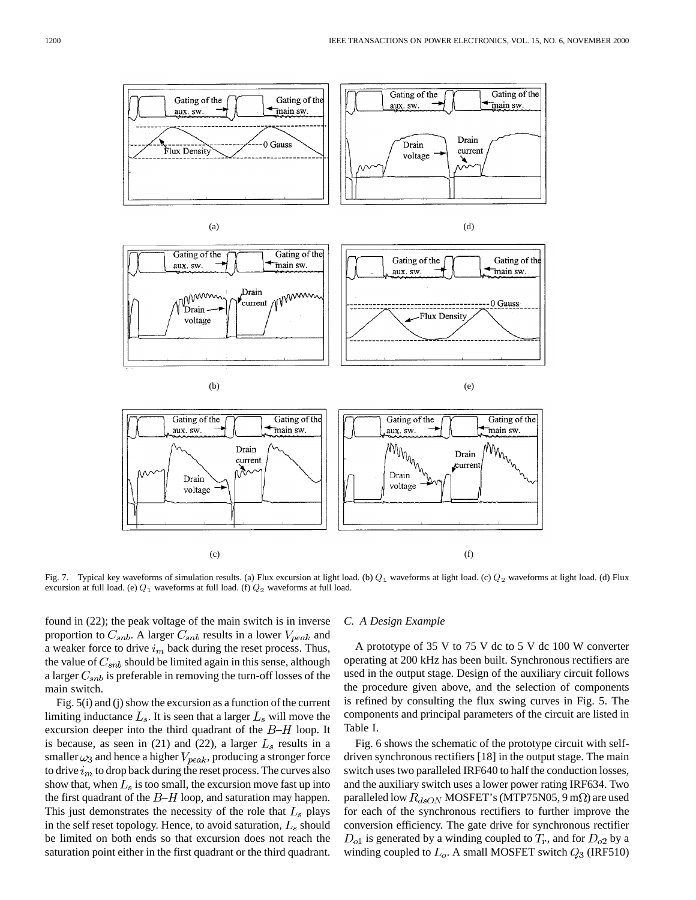Fig. 7. Typical key waveforms of simulation results. (a) Flux excursion at light load. (b) $Q_1$ waveforms at light load. (c) $Q_2$ waveforms at light load. (d) Flux excursion at full load. (e) $Q_1$ waveforms at full load. (f) $Q_2$ waveforms at full load.

found in (22); the peak voltage of the main switch is in inverse proportion to $C_{snb}$. A larger $C_{snb}$ results in a lower $V_{peak}$ and a weaker force to drive $i_m$ back during the reset process. Thus, the value of $C_{snb}$ should be limited again in this sense, although a larger $C_{snb}$ is preferable in removing the turn-off losses of the main switch.

Fig. 5(i) and (j) show the excursion as a function of the current limiting inductance $L_s$. It is seen that a larger $L_s$ will move the excursion deeper into the third quadrant of the $B$–$H$ loop. It is because, as seen in (21) and (22), a larger $L_s$ results in a smaller $\omega_3$ and hence a higher $V_{peak}$, producing a stronger force to drive $i_m$ to drop back during the reset process. The curves also show that, when $L_s$ is too small, the excursion move fast up into the first quadrant of the $B$–$H$ loop, and saturation may happen. This just demonstrates the necessity of the role that $L_s$ plays in the self reset topology. Hence, to avoid saturation, $L_s$ should be limited on both ends so that excursion does not reach the saturation point either in the first quadrant or the third quadrant.

### C. A Design Example

A prototype of 35 V to 75 V dc to 5 V dc 100 W converter operating at 200 kHz has been built. Synchronous rectifiers are used in the output stage. Design of the auxiliary circuit follows the procedure given above, and the selection of components is refined by consulting the flux swing curves in Fig. 5. The components and principal parameters of the circuit are listed in Table I.

Fig. 6 shows the schematic of the prototype circuit with self-driven synchronous rectifiers [18] in the output stage. The main switch uses two paralleled IRF640 to half the conduction losses, and the auxiliary switch uses a lower power rating IRF634. Two paralleled low $R_{dsON}$ MOSFET's (MTP75N05, 9 m$\Omega$) are used for each of the synchronous rectifiers to further improve the conversion efficiency. The gate drive for synchronous rectifier $D_{o1}$ is generated by a winding coupled to $T_r$, and for $D_{o2}$ by a winding coupled to $L_o$. A small MOSFET switch $Q_3$ (IRF510)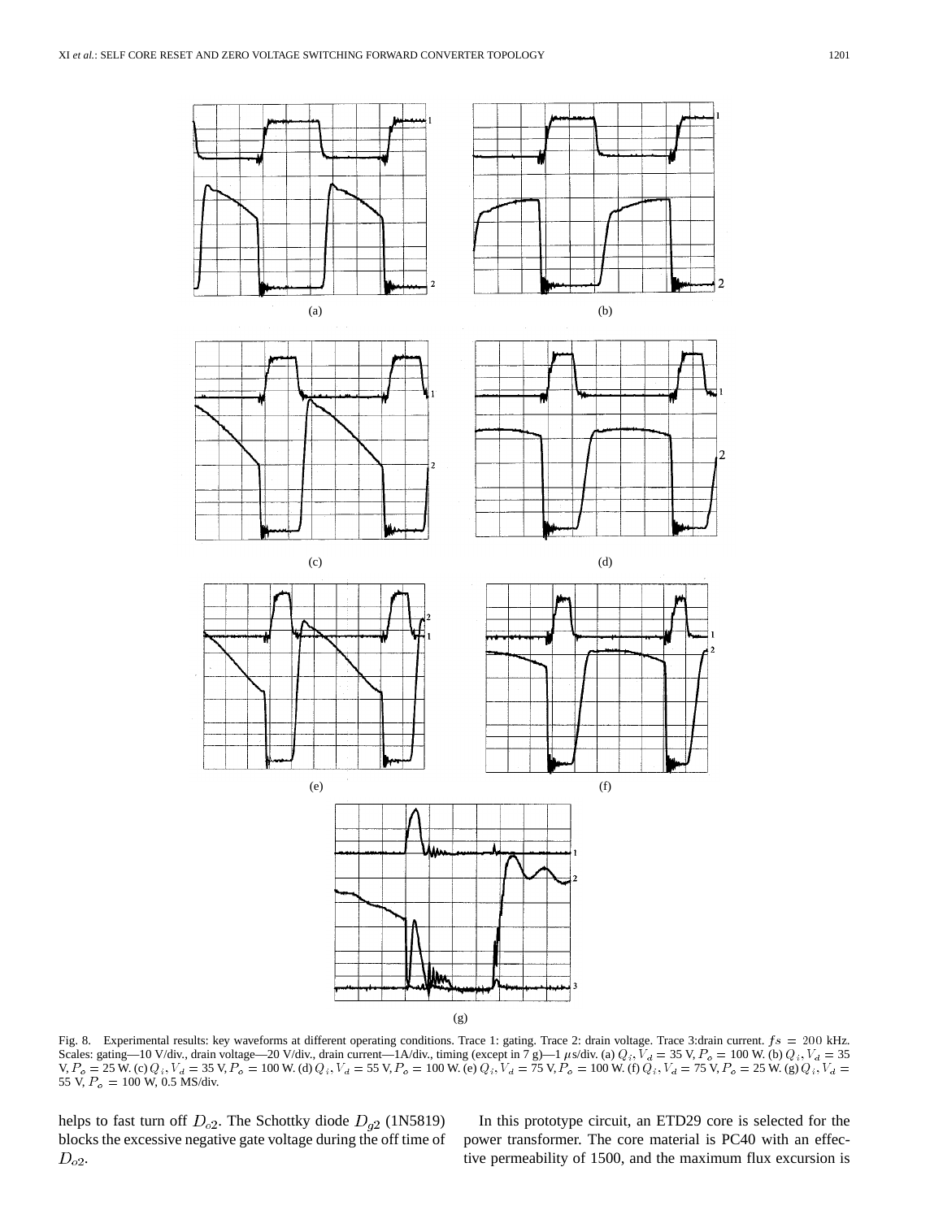(a)

(b)

(c)

(d)

(e)

(f)

(g)

Fig. 8. Experimental results: key waveforms at different operating conditions. Trace 1: gating. Trace 2: drain voltage. Trace 3:drain current. $fs = 200$ kHz. Scales: gating—10 V/div., drain voltage—20 V/div., drain current—1A/div., timing (except in 7 g)—1 $\mu$s/div. (a) $Q_i$, $V_d$ = 35 V, $P_o$ = 100 W. (b) $Q_i$, $V_d$ = 35 V, $P_o$ = 25 W. (c) $Q_i$, $V_d$ = 35 V, $P_o$ = 100 W. (d) $Q_i$, $V_d$ = 55 V, $P_o$ = 100 W. (e) $Q_i$, $V_d$ = 75 V, $P_o$ = 100 W. (f) $Q_i$, $V_d$ = 75 V, $P_o$ = 25 W. (g) $Q_i$, $V_d$ = 55 V, $P_o$ = 100 W, 0.5 MS/div.

helps to fast turn off $D_{o2}$. The Schottky diode $D_{g2}$ (1N5819) blocks the excessive negative gate voltage during the off time of $D_{o2}$.

In this prototype circuit, an ETD29 core is selected for the power transformer. The core material is PC40 with an effective permeability of 1500, and the maximum flux excursion is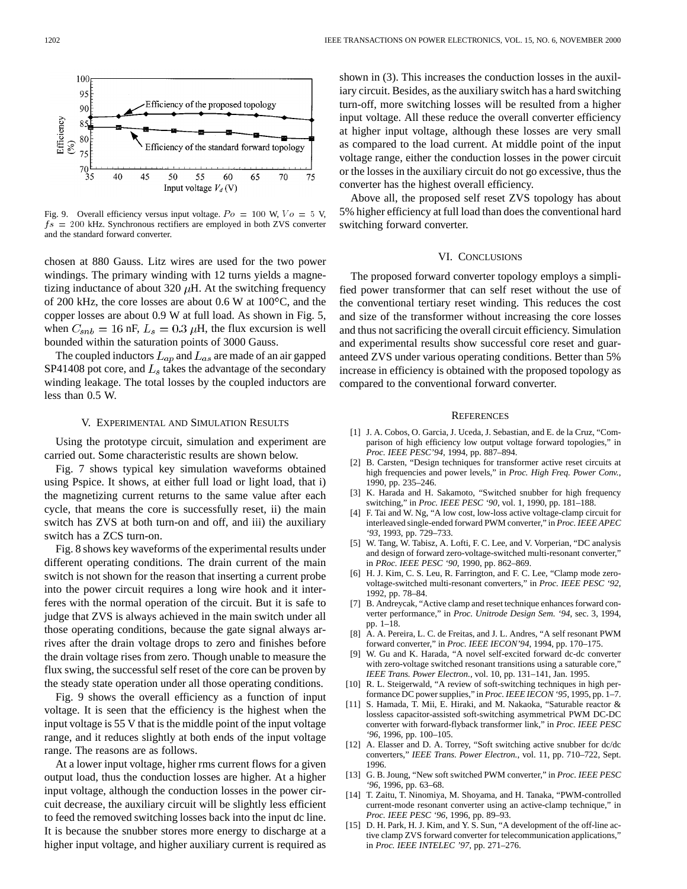Fig. 9. Overall efficiency versus input voltage. $Po = 100$ W, $Vo = 5$ V, $fs = 200$ kHz. Synchronous rectifiers are employed in both ZVS converter and the standard forward converter.

chosen at 880 Gauss. Litz wires are used for the two power windings. The primary winding with 12 turns yields a magnetizing inductance of about 320 $\mu$H. At the switching frequency of 200 kHz, the core losses are about 0.6 W at 100°C, and the copper losses are about 0.9 W at full load. As shown in Fig. 5, when $C_{snb} = 16$ nF, $L_s = 0.3$ $\mu$H, the flux excursion is well bounded within the saturation points of 3000 Gauss.

The coupled inductors $L_{ap}$ and $L_{as}$ are made of an air gapped SP41408 pot core, and $L_s$ takes the advantage of the secondary winding leakage. The total losses by the coupled inductors are less than 0.5 W.

## V. Experimental and Simulation Results

Using the prototype circuit, simulation and experiment are carried out. Some characteristic results are shown below.

Fig. 7 shows typical key simulation waveforms obtained using Pspice. It shows, at either full load or light load, that i) the magnetizing current returns to the same value after each cycle, that means the core is successfully reset, ii) the main switch has ZVS at both turn-on and off, and iii) the auxiliary switch has a ZCS turn-on.

Fig. 8 shows key waveforms of the experimental results under different operating conditions. The drain current of the main switch is not shown for the reason that inserting a current probe into the power circuit requires a long wire hook and it interferes with the normal operation of the circuit. But it is safe to judge that ZVS is always achieved in the main switch under all those operating conditions, because the gate signal always arrives after the drain voltage drops to zero and finishes before the drain voltage rises from zero. Though unable to measure the flux swing, the successful self reset of the core can be proven by the steady state operation under all those operating conditions.

Fig. 9 shows the overall efficiency as a function of input voltage. It is seen that the efficiency is the highest when the input voltage is 55 V that is the middle point of the input voltage range, and it reduces slightly at both ends of the input voltage range. The reasons are as follows.

At a lower input voltage, higher rms current flows for a given output load, thus the conduction losses are higher. At a higher input voltage, although the conduction losses in the power circuit decrease, the auxiliary circuit will be slightly less efficient to feed the removed switching losses back into the input dc line. It is because the snubber stores more energy to discharge at a higher input voltage, and higher auxiliary current is required as shown in (3). This increases the conduction losses in the auxiliary circuit. Besides, as the auxiliary switch has a hard switching turn-off, more switching losses will be resulted from a higher input voltage. All these reduce the overall converter efficiency at higher input voltage, although these losses are very small as compared to the load current. At middle point of the input voltage range, either the conduction losses in the power circuit or the losses in the auxiliary circuit do not go excessive, thus the converter has the highest overall efficiency.

Above all, the proposed self reset ZVS topology has about 5% higher efficiency at full load than does the conventional hard switching forward converter.

## VI. Conclusions

The proposed forward converter topology employs a simplified power transformer that can self reset without the use of the conventional tertiary reset winding. This reduces the cost and size of the transformer without increasing the core losses and thus not sacrificing the overall circuit efficiency. Simulation and experimental results show successful core reset and guaranteed ZVS under various operating conditions. Better than 5% increase in efficiency is obtained with the proposed topology as compared to the conventional forward converter.

## References

[1] J. A. Cobos, O. Garcia, J. Uceda, J. Sebastian, and E. de la Cruz, "Comparison of high efficiency low output voltage forward topologies," in *Proc. IEEE PESC'94*, 1994, pp. 887–894.

[2] B. Carsten, "Design techniques for transformer active reset circuits at high frequencies and power levels," in *Proc. High Freq. Power Conv.*, 1990, pp. 235–246.

[3] K. Harada and H. Sakamoto, "Switched snubber for high frequency switching," in *Proc. IEEE PESC '90*, vol. 1, 1990, pp. 181–188.

[4] F. Tai and W. Ng, "A low cost, low-loss active voltage-clamp circuit for interleaved single-ended forward PWM converter," in *Proc. IEEE APEC '93*, 1993, pp. 729–733.

[5] W. Tang, W. Tabisz, A. Lofti, F. C. Lee, and V. Vorperian, "DC analysis and design of forward zero-voltage-switched multi-resonant converter," in *PRoc. IEEE PESC '90*, 1990, pp. 862–869.

[6] H. J. Kim, C. S. Leu, R. Farrington, and F. C. Lee, "Clamp mode zero-voltage-switched multi-resonant converters," in *Proc. IEEE PESC '92*, 1992, pp. 78–84.

[7] B. Andreycak, "Active clamp and reset technique enhances forward converter performance," in *Proc. Unitrode Design Sem. '94*, sec. 3, 1994, pp. 1–18.

[8] A. A. Pereira, L. C. de Freitas, and J. L. Andres, "A self resonant PWM forward converter," in *Proc. IEEE IECON'94*, 1994, pp. 170–175.

[9] W. Gu and K. Harada, "A novel self-excited forward dc-dc converter with zero-voltage switched resonant transitions using a saturable core," *IEEE Trans. Power Electron.*, vol. 10, pp. 131–141, Jan. 1995.

[10] R. L. Steigerwald, "A review of soft-switching techniques in high performance DC power supplies," in *Proc. IEEE IECON '95*, 1995, pp. 1–7.

[11] S. Hamada, T. Mii, E. Hiraki, and M. Nakaoka, "Saturable reactor & lossless capacitor-assisted soft-switching asymmetrical PWM DC-DC converter with forward-flyback transformer link," in *Proc. IEEE PESC '96*, 1996, pp. 100–105.

[12] A. Elasser and D. A. Torrey, "Soft switching active snubber for dc/dc converters," *IEEE Trans. Power Electron.*, vol. 11, pp. 710–722, Sept. 1996.

[13] G. B. Joung, "New soft switched PWM converter," in *Proc. IEEE PESC '96*, 1996, pp. 63–68.

[14] T. Zaitu, T. Ninomiya, M. Shoyama, and H. Tanaka, "PWM-controlled current-mode resonant converter using an active-clamp technique," in *Proc. IEEE PESC '96*, 1996, pp. 89–93.

[15] D. H. Park, H. J. Kim, and Y. S. Sun, "A development of the off-line active clamp ZVS forward converter for telecommunication applications," in *Proc. IEEE INTELEC '97*, pp. 271–276.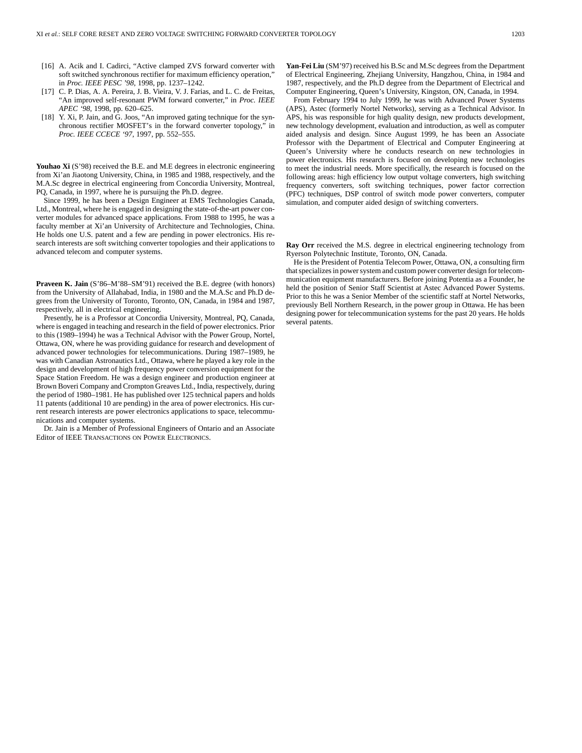[16] A. Acik and I. Cadirci, "Active clamped ZVS forward converter with soft switched synchronous rectifier for maximum efficiency operation," in *Proc. IEEE PESC '98*, 1998, pp. 1237–1242.

[17] C. P. Dias, A. A. Pereira, J. B. Vieira, V. J. Farias, and L. C. de Freitas, "An improved self-resonant PWM forward converter," in *Proc. IEEE APEC '98*, 1998, pp. 620–625.

[18] Y. Xi, P. Jain, and G. Joos, "An improved gating technique for the synchronous rectifier MOSFET's in the forward converter topology," in *Proc. IEEE CCECE '97*, 1997, pp. 552–555.

**Youhao Xi** (S'98) received the B.E. and M.E degrees in electronic engineering from Xi'an Jiaotong University, China, in 1985 and 1988, respectively, and the M.A.Sc degree in electrical engineering from Concordia University, Montreal, PQ, Canada, in 1997, where he is pursuijng the Ph.D. degree.

Since 1999, he has been a Design Engineer at EMS Technologies Canada, Ltd., Montreal, where he is engaged in designing the state-of-the-art power converter modules for advanced space applications. From 1988 to 1995, he was a faculty member at Xi'an University of Architecture and Technologies, China. He holds one U.S. patent and a few are pending in power electronics. His research interests are soft switching converter topologies and their applications to advanced telecom and computer systems.

**Praveen K. Jain** (S'86–M'88–SM'91) received the B.E. degree (with honors) from the University of Allahabad, India, in 1980 and the M.A.Sc and Ph.D degrees from the University of Toronto, Toronto, ON, Canada, in 1984 and 1987, respectively, all in electrical engineering.

Presently, he is a Professor at Concordia University, Montreal, PQ, Canada, where is engaged in teaching and research in the field of power electronics. Prior to this (1989–1994) he was a Technical Advisor with the Power Group, Nortel, Ottawa, ON, where he was providing guidance for research and development of advanced power technologies for telecommunications. During 1987–1989, he was with Canadian Astronautics Ltd., Ottawa, where he played a key role in the design and development of high frequency power conversion equipment for the Space Station Freedom. He was a design engineer and production engineer at Brown Boveri Company and Crompton Greaves Ltd., India, respectively, during the period of 1980–1981. He has published over 125 technical papers and holds 11 patents (additional 10 are pending) in the area of power electronics. His current research interests are power electronics applications to space, telecommunications and computer systems.

Dr. Jain is a Member of Professional Engineers of Ontario and an Associate Editor of IEEE TRANSACTIONS ON POWER ELECTRONICS.

**Yan-Fei Liu** (SM'97) received his B.Sc and M.Sc degrees from the Department of Electrical Engineering, Zhejiang University, Hangzhou, China, in 1984 and 1987, respectively, and the Ph.D degree from the Department of Electrical and Computer Engineering, Queen's University, Kingston, ON, Canada, in 1994.

From February 1994 to July 1999, he was with Advanced Power Systems (APS), Astec (formerly Nortel Networks), serving as a Technical Advisor. In APS, his was responsible for high quality design, new products development, new technology development, evaluation and introduction, as well as computer aided analysis and design. Since August 1999, he has been an Associate Professor with the Department of Electrical and Computer Engineering at Queen's University where he conducts research on new technologies in power electronics. His research is focused on developing new technologies to meet the industrial needs. More specifically, the research is focused on the following areas: high efficiency low output voltage converters, high switching frequency converters, soft switching techniques, power factor correction (PFC) techniques, DSP control of switch mode power converters, computer simulation, and computer aided design of switching converters.

**Ray Orr** received the M.S. degree in electrical engineering technology from Ryerson Polytechnic Institute, Toronto, ON, Canada.

He is the President of Potentia Telecom Power, Ottawa, ON, a consulting firm that specializes in power system and custom power converter design for telecommunication equipment manufacturers. Before joining Potentia as a Founder, he held the position of Senior Staff Scientist at Astec Advanced Power Systems. Prior to this he was a Senior Member of the scientific staff at Nortel Networks, previously Bell Northern Research, in the power group in Ottawa. He has been designing power for telecommunication systems for the past 20 years. He holds several patents.